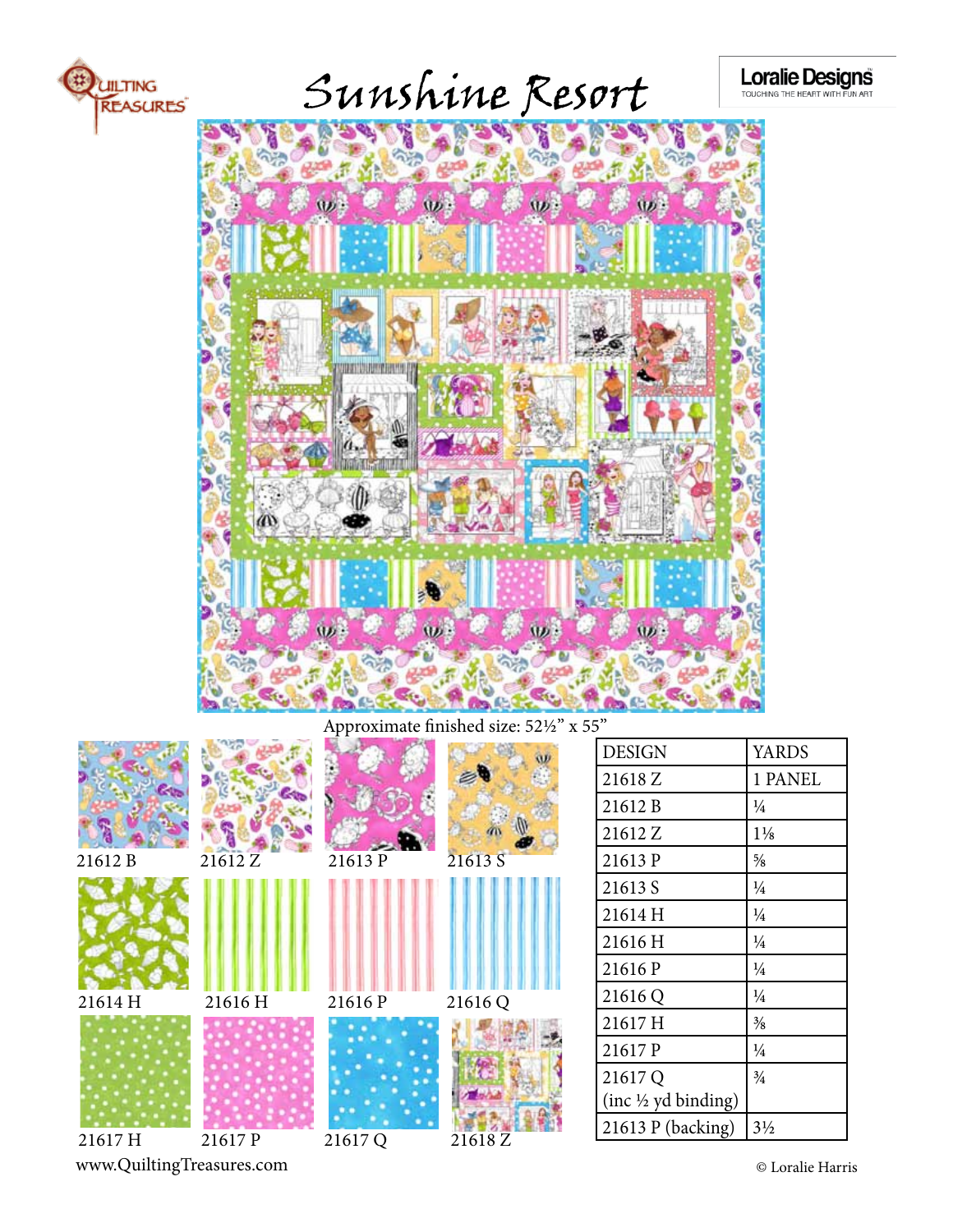# Sunshine Resort

Quilting Treasures

Loralie Designs — TOUCHING THE HEART WITH FUN ART

Approximate finished size: 52½" x 55"

21612 B, 21612 Z, 21613 P, 21613 S, 21614 H, 21616 H, 21616 P, 21616 Q, 21617 H, 21617 P, 21617 Q, 21618 Z

| DESIGN | YARDS |
|---|---|
| 21618 Z | 1 PANEL |
| 21612 B | ¼ |
| 21612 Z | 1⅛ |
| 21613 P | ⅝ |
| 21613 S | ¼ |
| 21614 H | ¼ |
| 21616 H | ¼ |
| 21616 P | ¼ |
| 21616 Q | ¼ |
| 21617 H | ⅜ |
| 21617 P | ¼ |
| 21617 Q (inc ½ yd binding) | ¾ |
| 21613 P (backing) | 3½ |

www.QuiltingTreasures.com

© Loralie Harris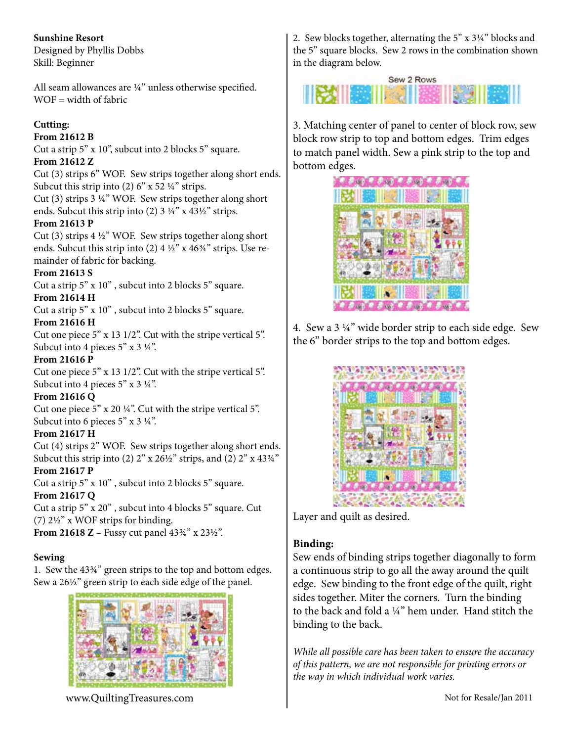**Sunshine Resort**
Designed by Phyllis Dobbs
Skill: Beginner

All seam allowances are ¼" unless otherwise specified.
WOF = width of fabric

**Cutting:**

**From 21612 B**
Cut a strip 5" x 10", subcut into 2 blocks 5" square.

**From 21612 Z**
Cut (3) strips 6" WOF. Sew strips together along short ends. Subcut this strip into (2) 6" x 52 ¼" strips.
Cut (3) strips 3 ¼" WOF. Sew strips together along short ends. Subcut this strip into (2) 3 ¼" x 43½" strips.

**From 21613 P**
Cut (3) strips 4 ½" WOF. Sew strips together along short ends. Subcut this strip into (2) 4 ½" x 46¾" strips. Use remainder of fabric for backing.

**From 21613 S**
Cut a strip 5" x 10" , subcut into 2 blocks 5" square.

**From 21614 H**
Cut a strip 5" x 10" , subcut into 2 blocks 5" square.

**From 21616 H**
Cut one piece 5" x 13 1/2". Cut with the stripe vertical 5". Subcut into 4 pieces 5" x 3 ¼".

**From 21616 P**
Cut one piece 5" x 13 1/2". Cut with the stripe vertical 5". Subcut into 4 pieces 5" x 3 ¼".

**From 21616 Q**
Cut one piece 5" x 20 ¼". Cut with the stripe vertical 5". Subcut into 6 pieces 5" x 3 ¼".

**From 21617 H**
Cut (4) strips 2" WOF. Sew strips together along short ends. Subcut this strip into (2) 2" x 26½" strips, and (2) 2" x 43¾"

**From 21617 P**
Cut a strip 5" x 10" , subcut into 2 blocks 5" square.

**From 21617 Q**
Cut a strip 5" x 20" , subcut into 4 blocks 5" square. Cut (7) 2½" x WOF strips for binding.

**From 21618 Z** – Fussy cut panel 43¾" x 23½".

**Sewing**

1. Sew the 43¾" green strips to the top and bottom edges. Sew a 26½" green strip to each side edge of the panel.

www.QuiltingTreasures.com

2. Sew blocks together, alternating the 5" x 3¼" blocks and the 5" square blocks. Sew 2 rows in the combination shown in the diagram below.

Sew 2 Rows

3. Matching center of panel to center of block row, sew block row strip to top and bottom edges. Trim edges to match panel width. Sew a pink strip to the top and bottom edges.

4. Sew a 3 ¼" wide border strip to each side edge. Sew the 6" border strips to the top and bottom edges.

Layer and quilt as desired.

**Binding:**

Sew ends of binding strips together diagonally to form a continuous strip to go all the away around the quilt edge. Sew binding to the front edge of the quilt, right sides together. Miter the corners. Turn the binding to the back and fold a ¼" hem under. Hand stitch the binding to the back.

*While all possible care has been taken to ensure the accuracy of this pattern, we are not responsible for printing errors or the way in which individual work varies.*

Not for Resale/Jan 2011